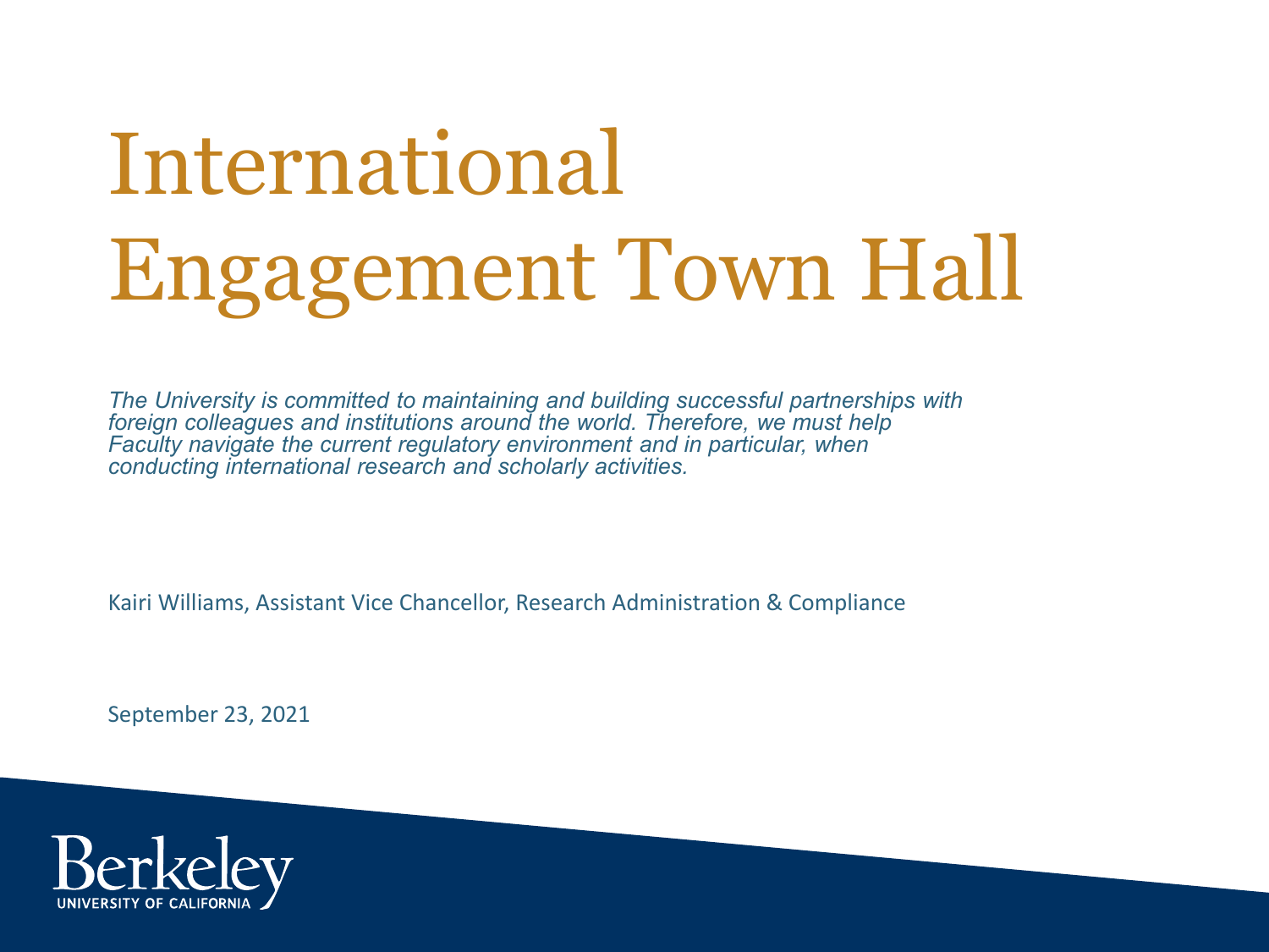# International Engagement Town Hall

*The University is committed to maintaining and building successful partnerships with foreign colleagues and institutions around the world. Therefore, we must help Faculty navigate the current regulatory environment and in particular, when conducting international research and scholarly activities.*

Kairi Williams, Assistant Vice Chancellor, Research Administration & Compliance

September 23, 2021

Berkeley
UNIVERSITY OF CALIFORNIA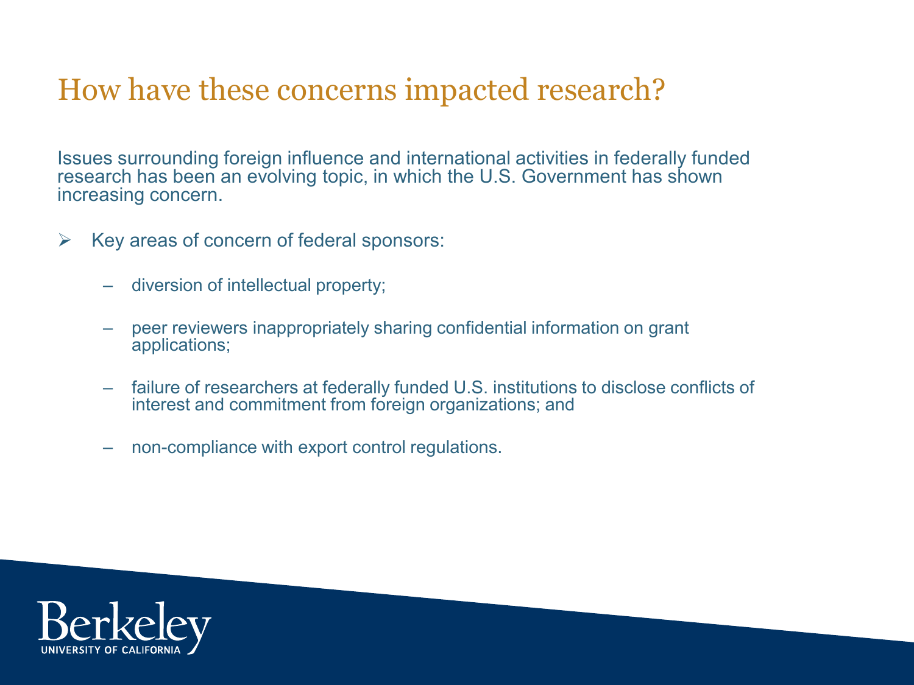# How have these concerns impacted research?

Issues surrounding foreign influence and international activities in federally funded research has been an evolving topic, in which the U.S. Government has shown increasing concern.

- Key areas of concern of federal sponsors:
  - diversion of intellectual property;
  - peer reviewers inappropriately sharing confidential information on grant applications;
  - failure of researchers at federally funded U.S. institutions to disclose conflicts of interest and commitment from foreign organizations; and
  - non-compliance with export control regulations.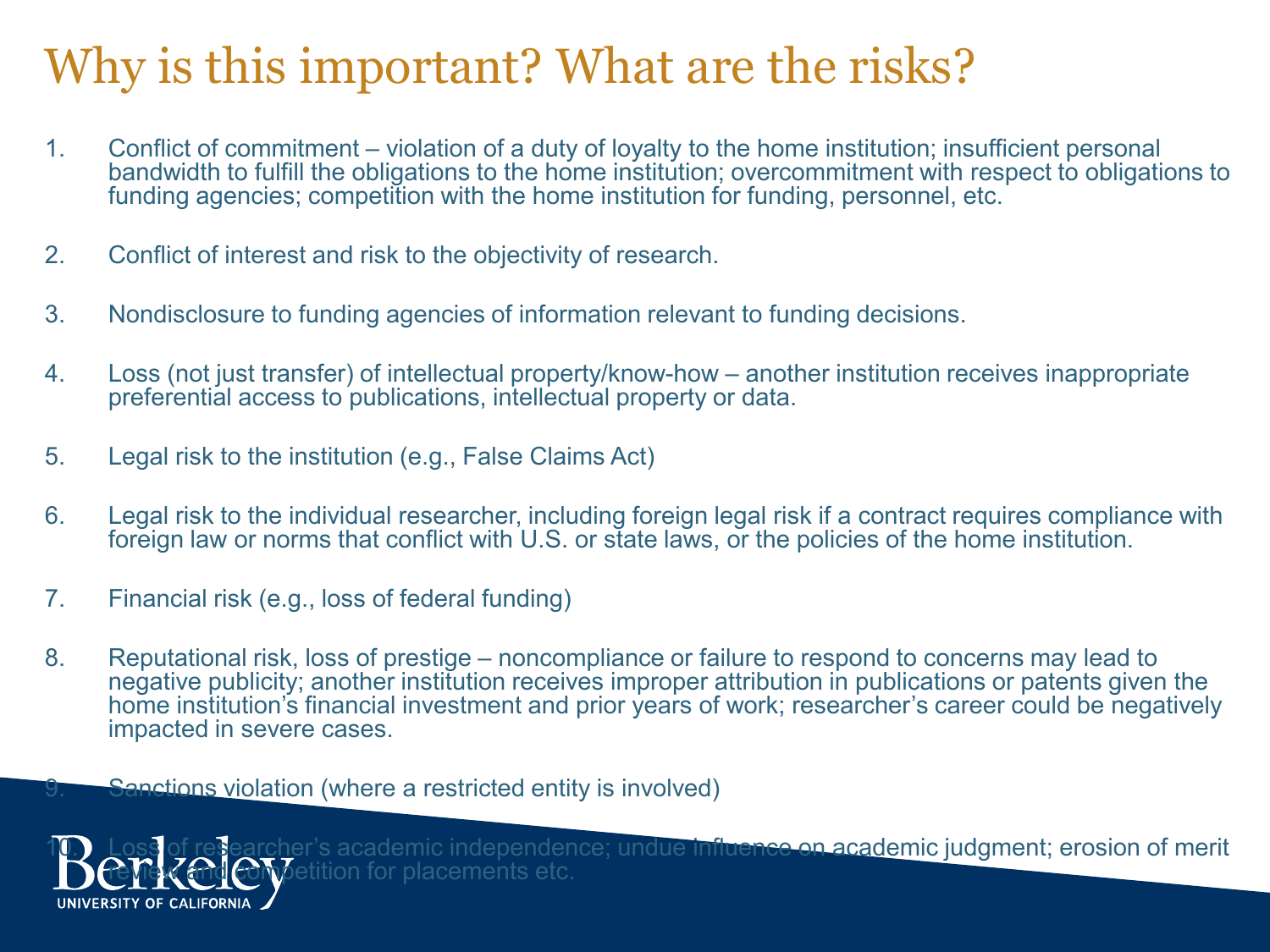# Why is this important? What are the risks?

1. Conflict of commitment – violation of a duty of loyalty to the home institution; insufficient personal bandwidth to fulfill the obligations to the home institution; overcommitment with respect to obligations to funding agencies; competition with the home institution for funding, personnel, etc.

2. Conflict of interest and risk to the objectivity of research.

3. Nondisclosure to funding agencies of information relevant to funding decisions.

4. Loss (not just transfer) of intellectual property/know-how – another institution receives inappropriate preferential access to publications, intellectual property or data.

5. Legal risk to the institution (e.g., False Claims Act)

6. Legal risk to the individual researcher, including foreign legal risk if a contract requires compliance with foreign law or norms that conflict with U.S. or state laws, or the policies of the home institution.

7. Financial risk (e.g., loss of federal funding)

8. Reputational risk, loss of prestige – noncompliance or failure to respond to concerns may lead to negative publicity; another institution receives improper attribution in publications or patents given the home institution's financial investment and prior years of work; researcher's career could be negatively impacted in severe cases.

9. Sanctions violation (where a restricted entity is involved)

10. Loss of researcher's academic independence; undue influence on academic judgment; erosion of merit review and competition for placements etc.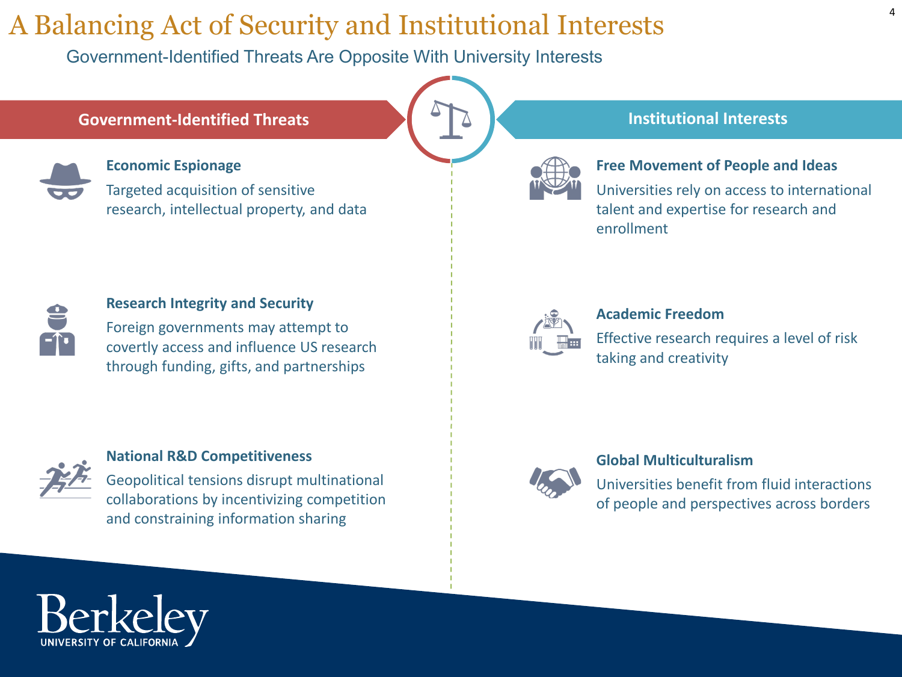# A Balancing Act of Security and Institutional Interests

Government-Identified Threats Are Opposite With University Interests

## Government-Identified Threats

### Economic Espionage

Targeted acquisition of sensitive research, intellectual property, and data

### Research Integrity and Security

Foreign governments may attempt to covertly access and influence US research through funding, gifts, and partnerships

### National R&D Competitiveness

Geopolitical tensions disrupt multinational collaborations by incentivizing competition and constraining information sharing

## Institutional Interests

### Free Movement of People and Ideas

Universities rely on access to international talent and expertise for research and enrollment

### Academic Freedom

Effective research requires a level of risk taking and creativity

### Global Multiculturalism

Universities benefit from fluid interactions of people and perspectives across borders

Berkeley
UNIVERSITY OF CALIFORNIA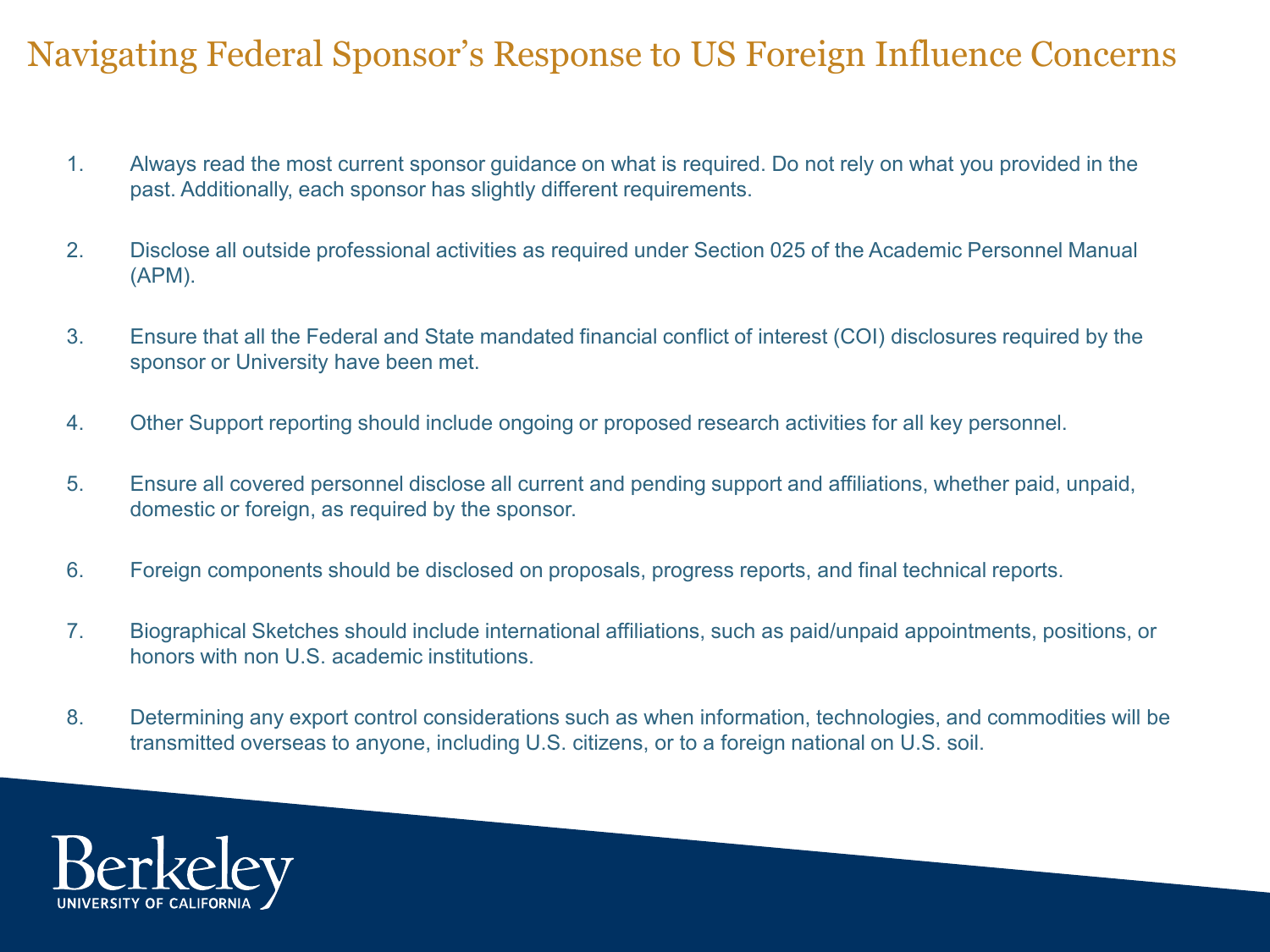# Navigating Federal Sponsor's Response to US Foreign Influence Concerns

1. Always read the most current sponsor guidance on what is required. Do not rely on what you provided in the past. Additionally, each sponsor has slightly different requirements.

2. Disclose all outside professional activities as required under Section 025 of the Academic Personnel Manual (APM).

3. Ensure that all the Federal and State mandated financial conflict of interest (COI) disclosures required by the sponsor or University have been met.

4. Other Support reporting should include ongoing or proposed research activities for all key personnel.

5. Ensure all covered personnel disclose all current and pending support and affiliations, whether paid, unpaid, domestic or foreign, as required by the sponsor.

6. Foreign components should be disclosed on proposals, progress reports, and final technical reports.

7. Biographical Sketches should include international affiliations, such as paid/unpaid appointments, positions, or honors with non U.S. academic institutions.

8. Determining any export control considerations such as when information, technologies, and commodities will be transmitted overseas to anyone, including U.S. citizens, or to a foreign national on U.S. soil.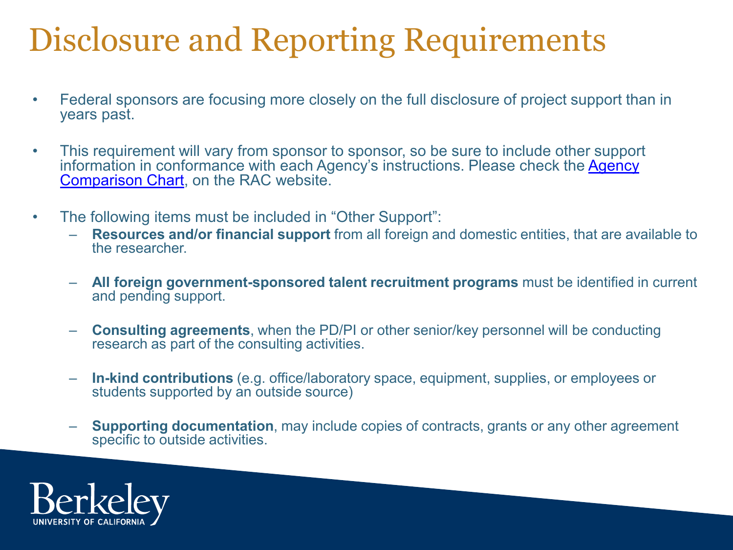# Disclosure and Reporting Requirements

- Federal sponsors are focusing more closely on the full disclosure of project support than in years past.
- This requirement will vary from sponsor to sponsor, so be sure to include other support information in conformance with each Agency's instructions. Please check the Agency Comparison Chart, on the RAC website.
- The following items must be included in "Other Support":
  - **Resources and/or financial support** from all foreign and domestic entities, that are available to the researcher.
  - **All foreign government-sponsored talent recruitment programs** must be identified in current and pending support.
  - **Consulting agreements**, when the PD/PI or other senior/key personnel will be conducting research as part of the consulting activities.
  - **In-kind contributions** (e.g. office/laboratory space, equipment, supplies, or employees or students supported by an outside source)
  - **Supporting documentation**, may include copies of contracts, grants or any other agreement specific to outside activities.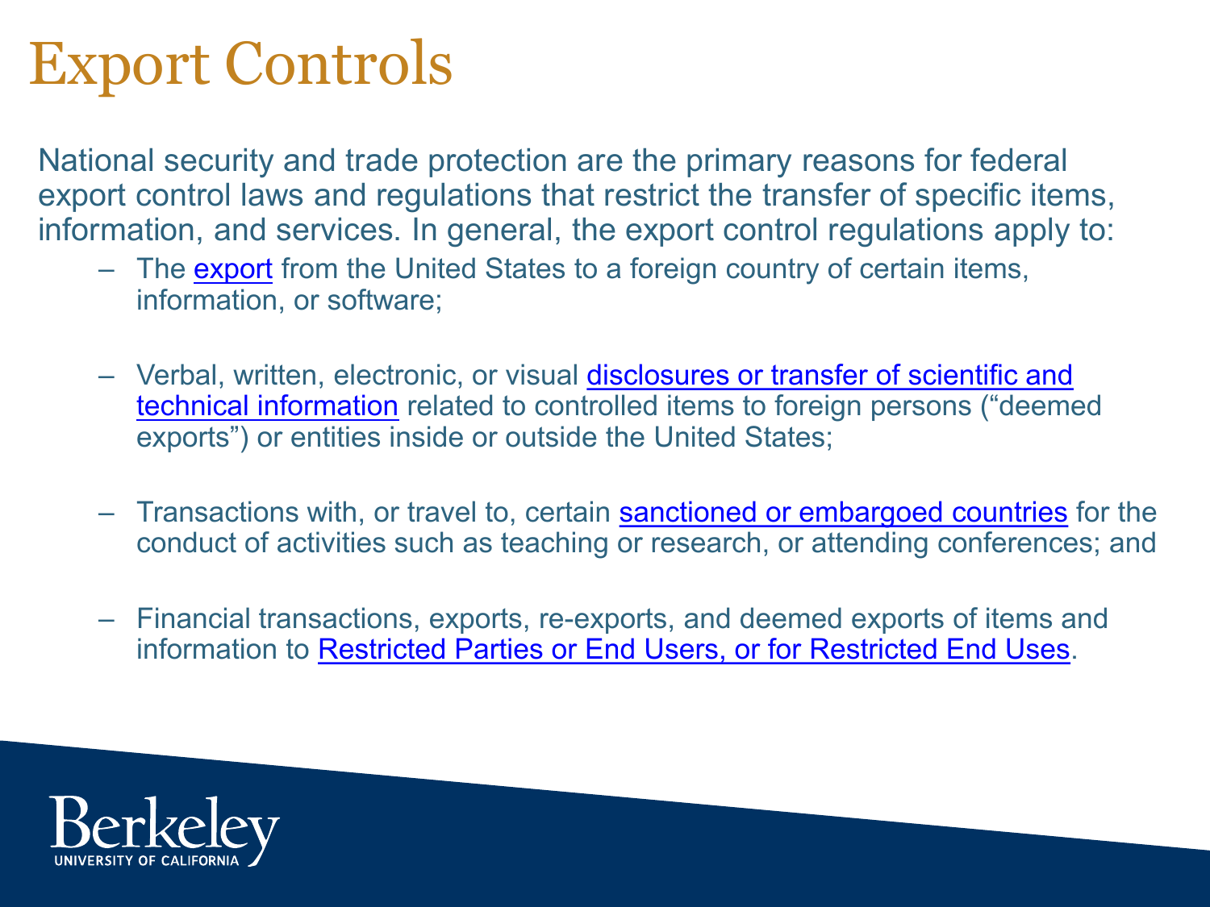# Export Controls

National security and trade protection are the primary reasons for federal export control laws and regulations that restrict the transfer of specific items, information, and services. In general, the export control regulations apply to:

- The export from the United States to a foreign country of certain items, information, or software;
- Verbal, written, electronic, or visual disclosures or transfer of scientific and technical information related to controlled items to foreign persons ("deemed exports") or entities inside or outside the United States;
- Transactions with, or travel to, certain sanctioned or embargoed countries for the conduct of activities such as teaching or research, or attending conferences; and
- Financial transactions, exports, re-exports, and deemed exports of items and information to Restricted Parties or End Users, or for Restricted End Uses.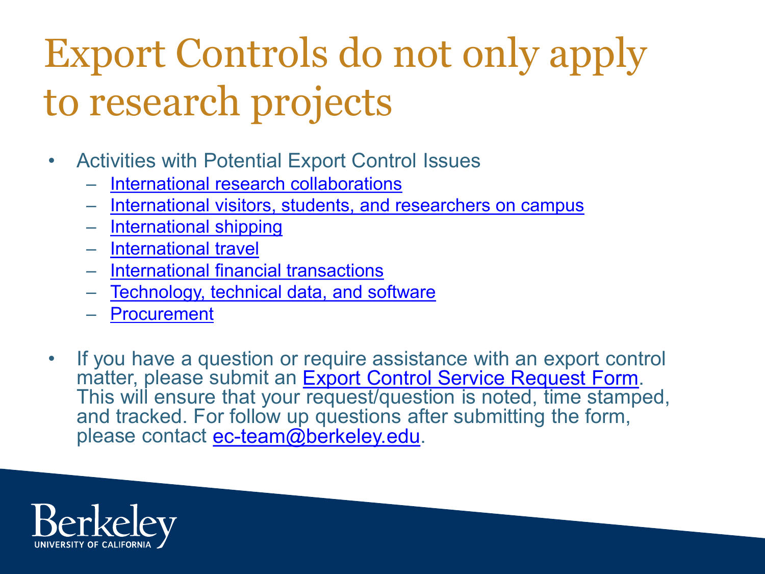# Export Controls do not only apply to research projects

- Activities with Potential Export Control Issues
  - International research collaborations
  - International visitors, students, and researchers on campus
  - International shipping
  - International travel
  - International financial transactions
  - Technology, technical data, and software
  - Procurement

- If you have a question or require assistance with an export control matter, please submit an Export Control Service Request Form. This will ensure that your request/question is noted, time stamped, and tracked. For follow up questions after submitting the form, please contact ec-team@berkeley.edu.

Berkeley
UNIVERSITY OF CALIFORNIA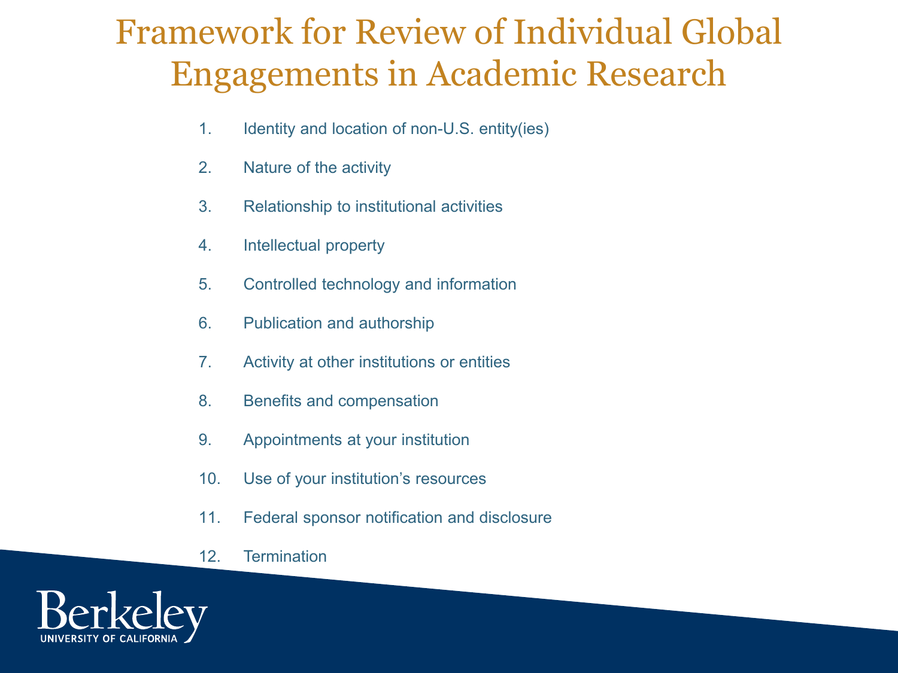# Framework for Review of Individual Global Engagements in Academic Research

1. Identity and location of non-U.S. entity(ies)
2. Nature of the activity
3. Relationship to institutional activities
4. Intellectual property
5. Controlled technology and information
6. Publication and authorship
7. Activity at other institutions or entities
8. Benefits and compensation
9. Appointments at your institution
10. Use of your institution's resources
11. Federal sponsor notification and disclosure
12. Termination

Berkeley
UNIVERSITY OF CALIFORNIA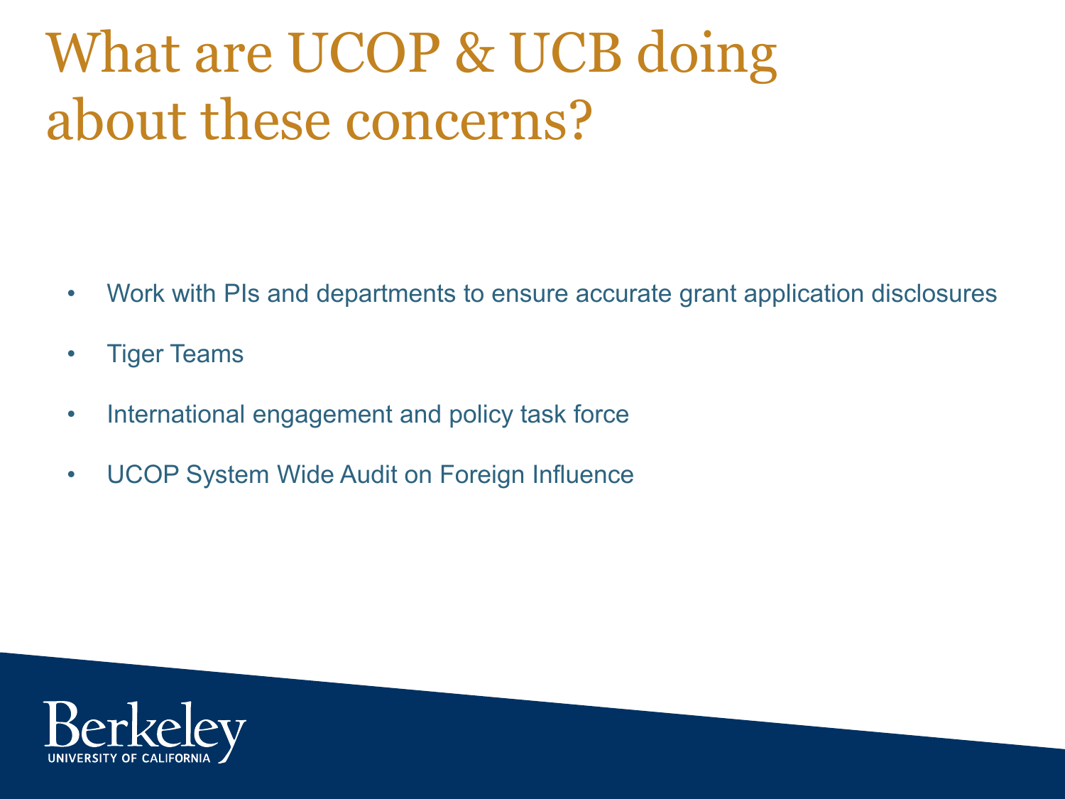# What are UCOP & UCB doing about these concerns?

- Work with PIs and departments to ensure accurate grant application disclosures
- Tiger Teams
- International engagement and policy task force
- UCOP System Wide Audit on Foreign Influence

Berkeley
UNIVERSITY OF CALIFORNIA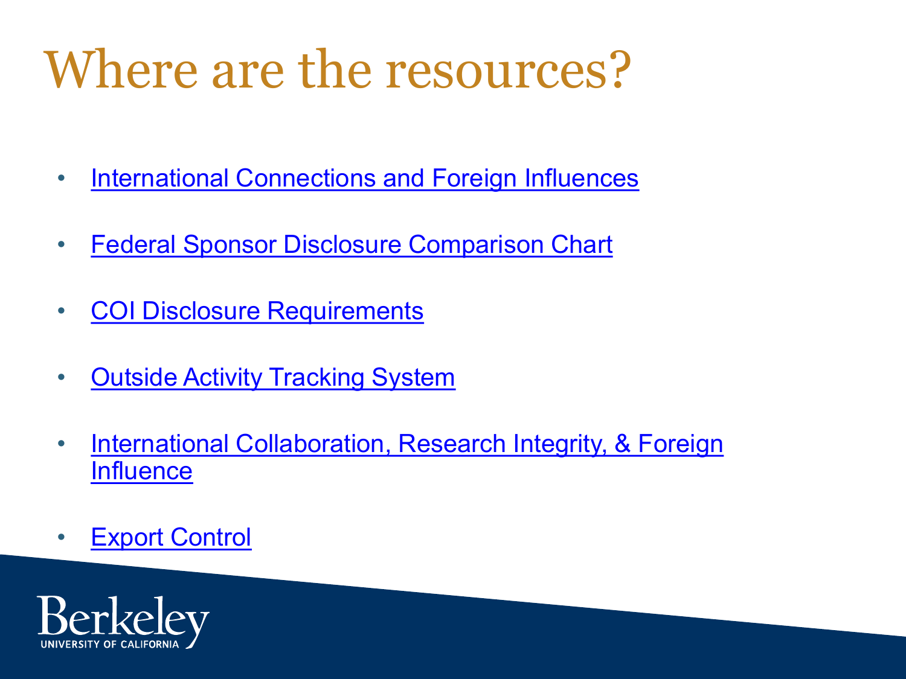# Where are the resources?

- International Connections and Foreign Influences
- Federal Sponsor Disclosure Comparison Chart
- COI Disclosure Requirements
- Outside Activity Tracking System
- International Collaboration, Research Integrity, & Foreign Influence
- Export Control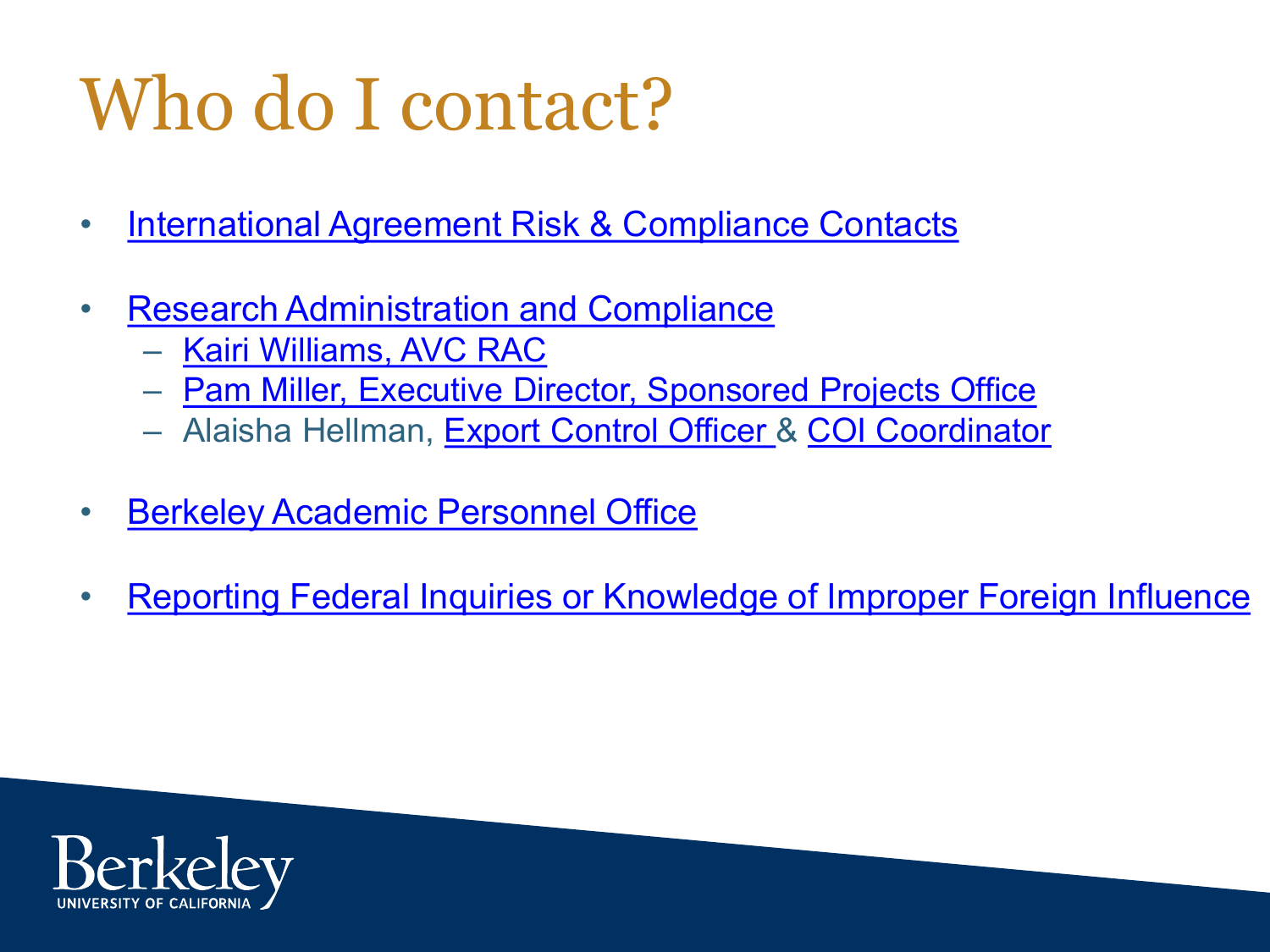# Who do I contact?

- International Agreement Risk & Compliance Contacts
- Research Administration and Compliance
  - Kairi Williams, AVC RAC
  - Pam Miller, Executive Director, Sponsored Projects Office
  - Alaisha Hellman, Export Control Officer & COI Coordinator
- Berkeley Academic Personnel Office
- Reporting Federal Inquiries or Knowledge of Improper Foreign Influence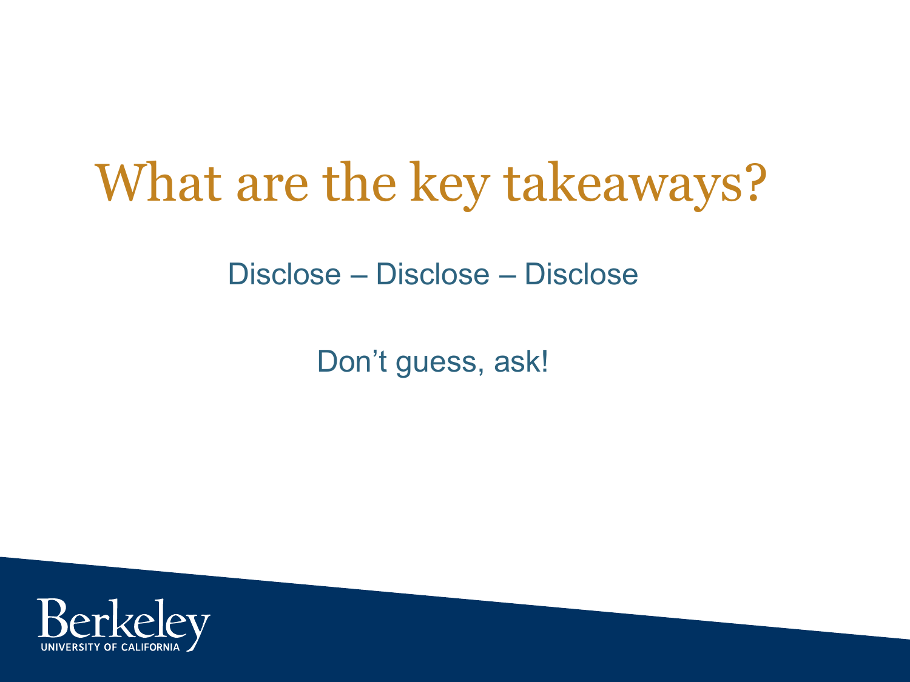# What are the key takeaways?

Disclose – Disclose – Disclose

Don't guess, ask!